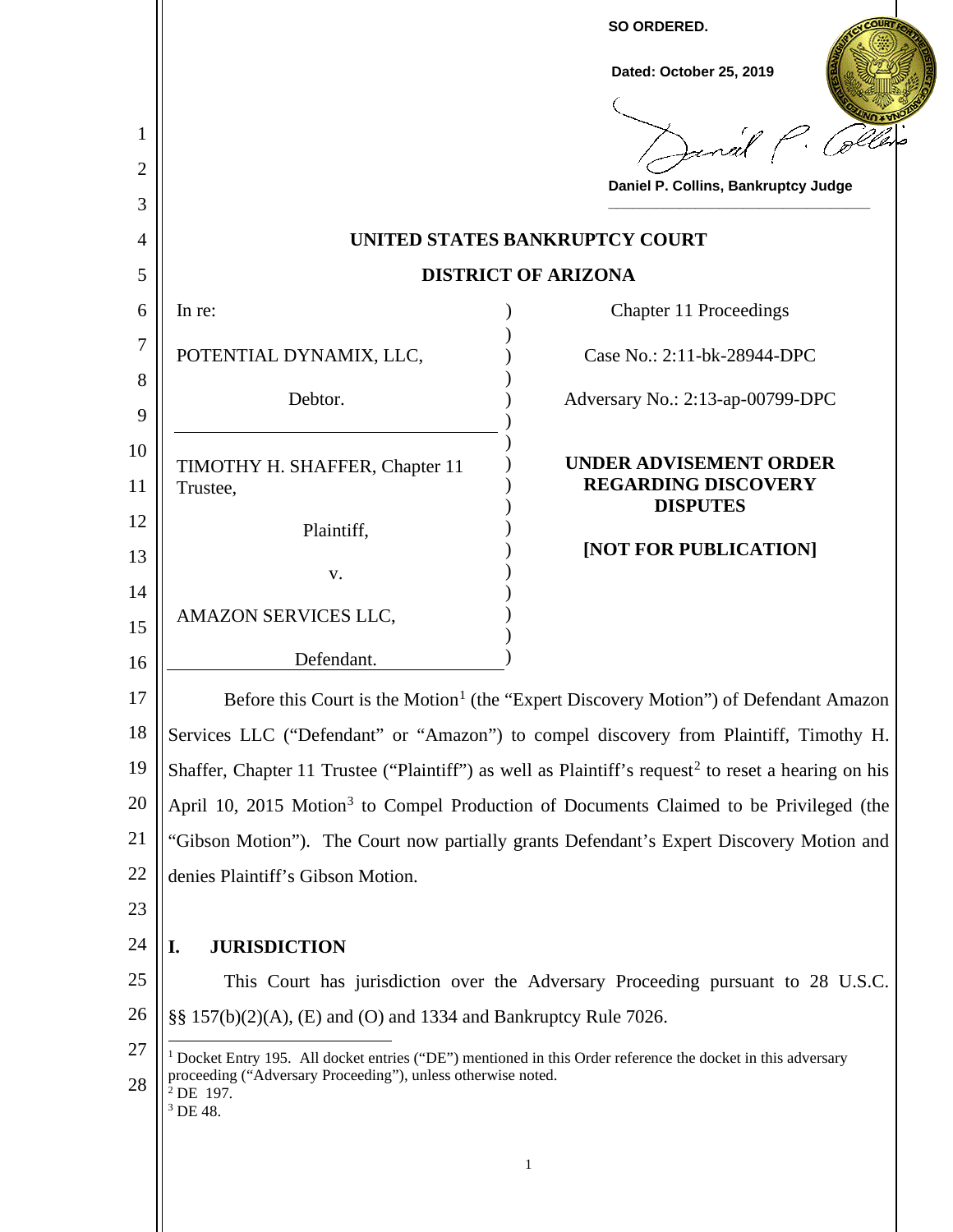**SO ORDERED.**

**Dated: October 25, 2019**

Daniel P. Collins, Bankruptcy Judge

**UNITED STATES BANKRUPTCY COURT**

**DISTRICT OF ARIZONA**

| | |
|---|---|
| In re:<br><br>POTENTIAL DYNAMIX, LLC,<br><br>Debtor. | Chapter 11 Proceedings<br><br>Case No.: 2:11-bk-28944-DPC<br><br>Adversary No.: 2:13-ap-00799-DPC |
| TIMOTHY H. SHAFFER, Chapter 11 Trustee,<br><br>Plaintiff,<br><br>v.<br><br>AMAZON SERVICES LLC,<br><br>Defendant. | **UNDER ADVISEMENT ORDER REGARDING DISCOVERY DISPUTES**<br><br>**[NOT FOR PUBLICATION]** |

Before this Court is the Motion[1] (the "Expert Discovery Motion") of Defendant Amazon Services LLC ("Defendant" or "Amazon") to compel discovery from Plaintiff, Timothy H. Shaffer, Chapter 11 Trustee ("Plaintiff") as well as Plaintiff's request[2] to reset a hearing on his April 10, 2015 Motion[3] to Compel Production of Documents Claimed to be Privileged (the "Gibson Motion"). The Court now partially grants Defendant's Expert Discovery Motion and denies Plaintiff's Gibson Motion.

## I. JURISDICTION

This Court has jurisdiction over the Adversary Proceeding pursuant to 28 U.S.C. §§ 157(b)(2)(A), (E) and (O) and 1334 and Bankruptcy Rule 7026.

---

[1] Docket Entry 195. All docket entries ("DE") mentioned in this Order reference the docket in this adversary proceeding ("Adversary Proceeding"), unless otherwise noted.

[2] DE 197.

[3] DE 48.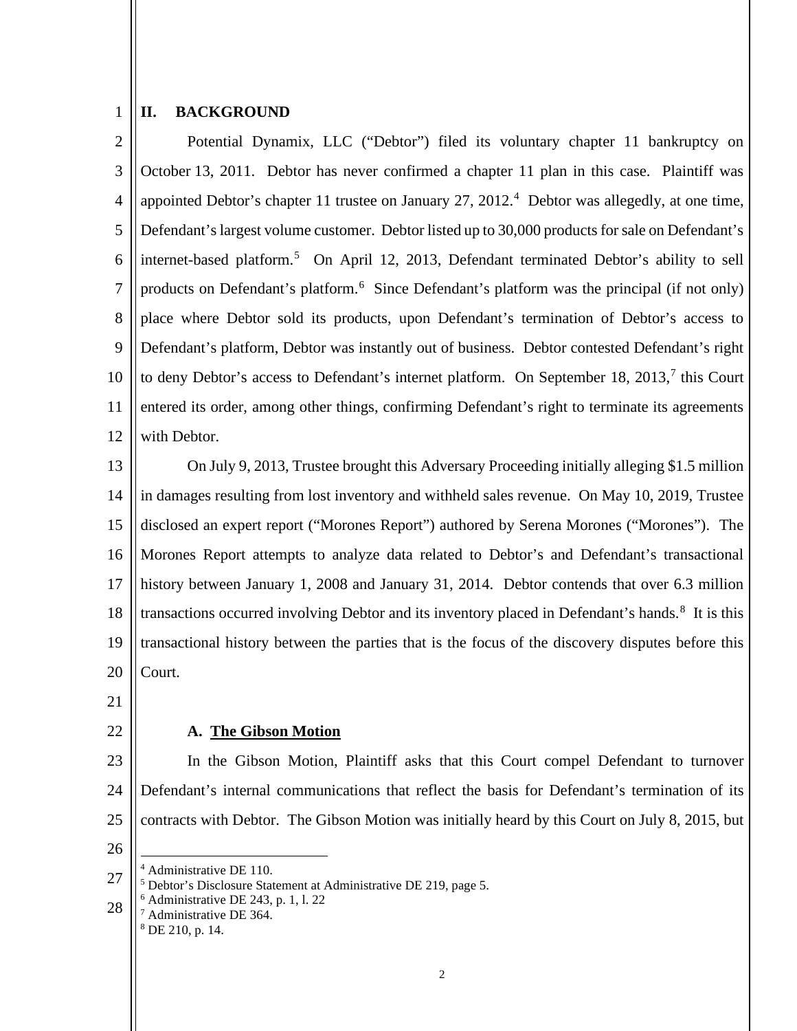## II. BACKGROUND

Potential Dynamix, LLC ("Debtor") filed its voluntary chapter 11 bankruptcy on October 13, 2011. Debtor has never confirmed a chapter 11 plan in this case. Plaintiff was appointed Debtor's chapter 11 trustee on January 27, 2012.[4] Debtor was allegedly, at one time, Defendant's largest volume customer. Debtor listed up to 30,000 products for sale on Defendant's internet-based platform.[5] On April 12, 2013, Defendant terminated Debtor's ability to sell products on Defendant's platform.[6] Since Defendant's platform was the principal (if not only) place where Debtor sold its products, upon Defendant's termination of Debtor's access to Defendant's platform, Debtor was instantly out of business. Debtor contested Defendant's right to deny Debtor's access to Defendant's internet platform. On September 18, 2013,[7] this Court entered its order, among other things, confirming Defendant's right to terminate its agreements with Debtor.

On July 9, 2013, Trustee brought this Adversary Proceeding initially alleging $1.5 million in damages resulting from lost inventory and withheld sales revenue. On May 10, 2019, Trustee disclosed an expert report ("Morones Report") authored by Serena Morones ("Morones"). The Morones Report attempts to analyze data related to Debtor's and Defendant's transactional history between January 1, 2008 and January 31, 2014. Debtor contends that over 6.3 million transactions occurred involving Debtor and its inventory placed in Defendant's hands.[8] It is this transactional history between the parties that is the focus of the discovery disputes before this Court.

### A. The Gibson Motion

In the Gibson Motion, Plaintiff asks that this Court compel Defendant to turnover Defendant's internal communications that reflect the basis for Defendant's termination of its contracts with Debtor. The Gibson Motion was initially heard by this Court on July 8, 2015, but

---

[4] Administrative DE 110.
[5] Debtor's Disclosure Statement at Administrative DE 219, page 5.
[6] Administrative DE 243, p. 1, l. 22
[7] Administrative DE 364.
[8] DE 210, p. 14.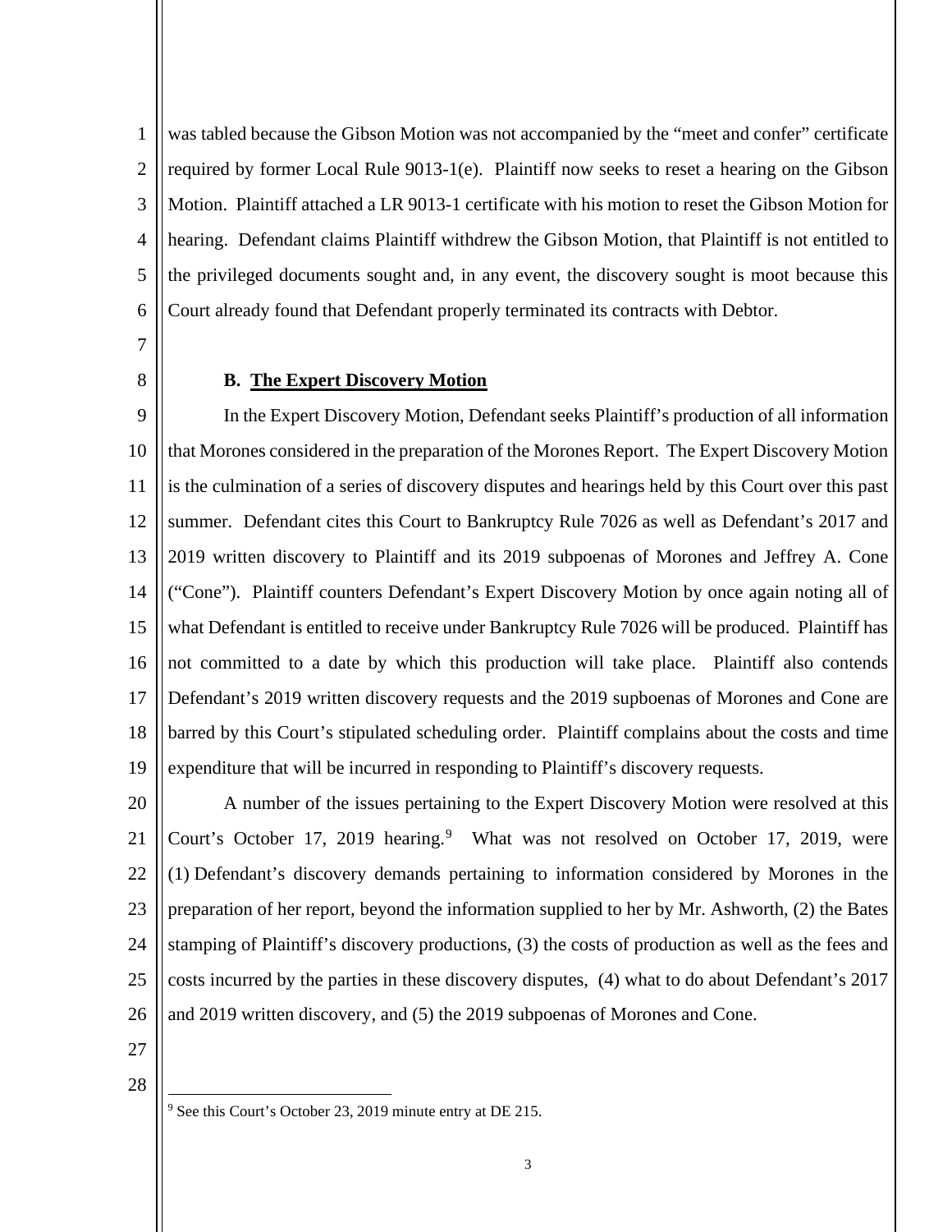was tabled because the Gibson Motion was not accompanied by the "meet and confer" certificate required by former Local Rule 9013-1(e). Plaintiff now seeks to reset a hearing on the Gibson Motion. Plaintiff attached a LR 9013-1 certificate with his motion to reset the Gibson Motion for hearing. Defendant claims Plaintiff withdrew the Gibson Motion, that Plaintiff is not entitled to the privileged documents sought and, in any event, the discovery sought is moot because this Court already found that Defendant properly terminated its contracts with Debtor.

**B. The Expert Discovery Motion**

In the Expert Discovery Motion, Defendant seeks Plaintiff's production of all information that Morones considered in the preparation of the Morones Report. The Expert Discovery Motion is the culmination of a series of discovery disputes and hearings held by this Court over this past summer. Defendant cites this Court to Bankruptcy Rule 7026 as well as Defendant's 2017 and 2019 written discovery to Plaintiff and its 2019 subpoenas of Morones and Jeffrey A. Cone ("Cone"). Plaintiff counters Defendant's Expert Discovery Motion by once again noting all of what Defendant is entitled to receive under Bankruptcy Rule 7026 will be produced. Plaintiff has not committed to a date by which this production will take place. Plaintiff also contends Defendant's 2019 written discovery requests and the 2019 supboenas of Morones and Cone are barred by this Court's stipulated scheduling order. Plaintiff complains about the costs and time expenditure that will be incurred in responding to Plaintiff's discovery requests.

A number of the issues pertaining to the Expert Discovery Motion were resolved at this Court's October 17, 2019 hearing.[9] What was not resolved on October 17, 2019, were (1) Defendant's discovery demands pertaining to information considered by Morones in the preparation of her report, beyond the information supplied to her by Mr. Ashworth, (2) the Bates stamping of Plaintiff's discovery productions, (3) the costs of production as well as the fees and costs incurred by the parties in these discovery disputes, (4) what to do about Defendant's 2017 and 2019 written discovery, and (5) the 2019 subpoenas of Morones and Cone.

[9] See this Court's October 23, 2019 minute entry at DE 215.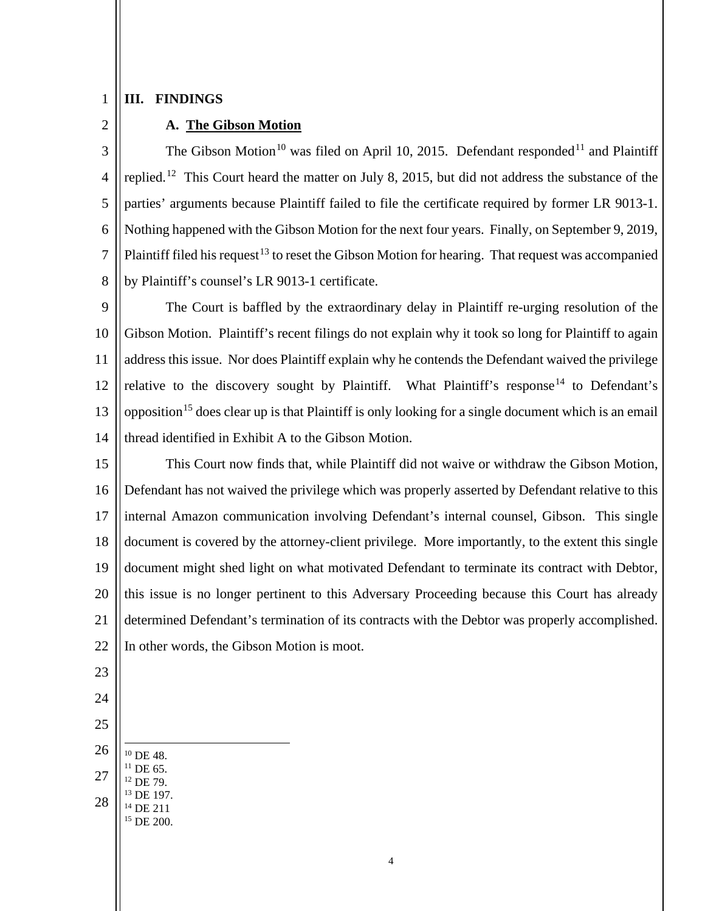## III. FINDINGS

### A. The Gibson Motion

The Gibson Motion[10] was filed on April 10, 2015. Defendant responded[11] and Plaintiff replied.[12] This Court heard the matter on July 8, 2015, but did not address the substance of the parties' arguments because Plaintiff failed to file the certificate required by former LR 9013-1. Nothing happened with the Gibson Motion for the next four years. Finally, on September 9, 2019, Plaintiff filed his request[13] to reset the Gibson Motion for hearing. That request was accompanied by Plaintiff's counsel's LR 9013-1 certificate.

The Court is baffled by the extraordinary delay in Plaintiff re-urging resolution of the Gibson Motion. Plaintiff's recent filings do not explain why it took so long for Plaintiff to again address this issue. Nor does Plaintiff explain why he contends the Defendant waived the privilege relative to the discovery sought by Plaintiff. What Plaintiff's response[14] to Defendant's opposition[15] does clear up is that Plaintiff is only looking for a single document which is an email thread identified in Exhibit A to the Gibson Motion.

This Court now finds that, while Plaintiff did not waive or withdraw the Gibson Motion, Defendant has not waived the privilege which was properly asserted by Defendant relative to this internal Amazon communication involving Defendant's internal counsel, Gibson. This single document is covered by the attorney-client privilege. More importantly, to the extent this single document might shed light on what motivated Defendant to terminate its contract with Debtor, this issue is no longer pertinent to this Adversary Proceeding because this Court has already determined Defendant's termination of its contracts with the Debtor was properly accomplished. In other words, the Gibson Motion is moot.

---

[10] DE 48.
[11] DE 65.
[12] DE 79.
[13] DE 197.
[14] DE 211
[15] DE 200.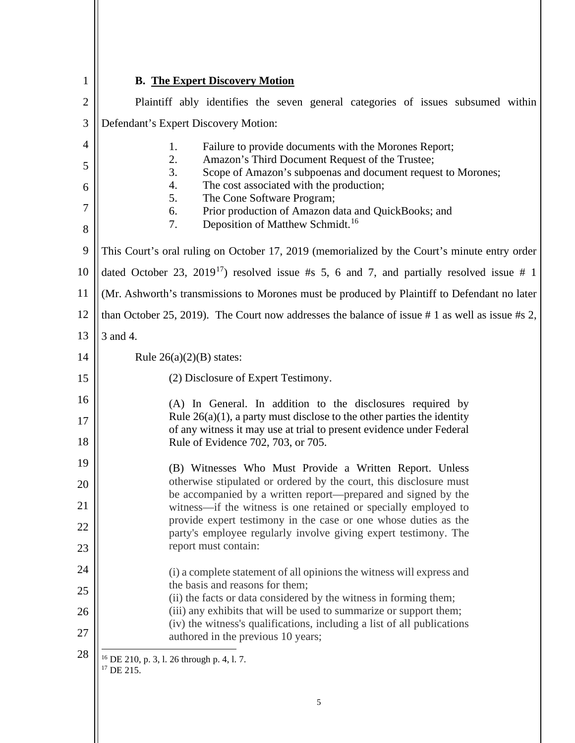**B. The Expert Discovery Motion**

Plaintiff ably identifies the seven general categories of issues subsumed within Defendant's Expert Discovery Motion:

1. Failure to provide documents with the Morones Report;
2. Amazon's Third Document Request of the Trustee;
3. Scope of Amazon's subpoenas and document request to Morones;
4. The cost associated with the production;
5. The Cone Software Program;
6. Prior production of Amazon data and QuickBooks; and
7. Deposition of Matthew Schmidt.[16]

This Court's oral ruling on October 17, 2019 (memorialized by the Court's minute entry order dated October 23, 2019[17]) resolved issue #s 5, 6 and 7, and partially resolved issue # 1 (Mr. Ashworth's transmissions to Morones must be produced by Plaintiff to Defendant no later than October 25, 2019). The Court now addresses the balance of issue # 1 as well as issue #s 2, 3 and 4.

Rule 26(a)(2)(B) states:

> (2) Disclosure of Expert Testimony.
>
> (A) In General. In addition to the disclosures required by Rule 26(a)(1), a party must disclose to the other parties the identity of any witness it may use at trial to present evidence under Federal Rule of Evidence 702, 703, or 705.
>
> (B) Witnesses Who Must Provide a Written Report. Unless otherwise stipulated or ordered by the court, this disclosure must be accompanied by a written report—prepared and signed by the witness—if the witness is one retained or specially employed to provide expert testimony in the case or one whose duties as the party's employee regularly involve giving expert testimony. The report must contain:
>
> (i) a complete statement of all opinions the witness will express and the basis and reasons for them;
> (ii) the facts or data considered by the witness in forming them;
> (iii) any exhibits that will be used to summarize or support them;
> (iv) the witness's qualifications, including a list of all publications authored in the previous 10 years;

---

[16] DE 210, p. 3, l. 26 through p. 4, l. 7.

[17] DE 215.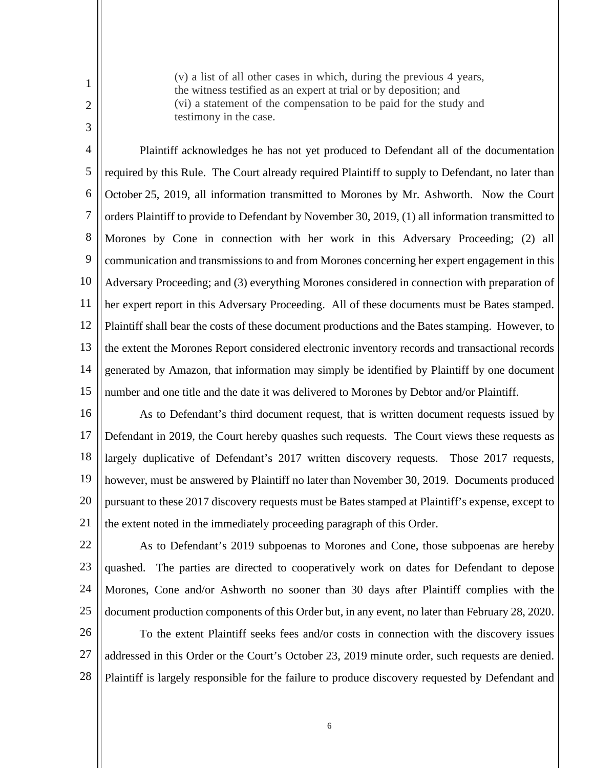> (v) a list of all other cases in which, during the previous 4 years, the witness testified as an expert at trial or by deposition; and
> (vi) a statement of the compensation to be paid for the study and testimony in the case.

Plaintiff acknowledges he has not yet produced to Defendant all of the documentation required by this Rule. The Court already required Plaintiff to supply to Defendant, no later than October 25, 2019, all information transmitted to Morones by Mr. Ashworth. Now the Court orders Plaintiff to provide to Defendant by November 30, 2019, (1) all information transmitted to Morones by Cone in connection with her work in this Adversary Proceeding; (2) all communication and transmissions to and from Morones concerning her expert engagement in this Adversary Proceeding; and (3) everything Morones considered in connection with preparation of her expert report in this Adversary Proceeding. All of these documents must be Bates stamped. Plaintiff shall bear the costs of these document productions and the Bates stamping. However, to the extent the Morones Report considered electronic inventory records and transactional records generated by Amazon, that information may simply be identified by Plaintiff by one document number and one title and the date it was delivered to Morones by Debtor and/or Plaintiff.

As to Defendant's third document request, that is written document requests issued by Defendant in 2019, the Court hereby quashes such requests. The Court views these requests as largely duplicative of Defendant's 2017 written discovery requests. Those 2017 requests, however, must be answered by Plaintiff no later than November 30, 2019. Documents produced pursuant to these 2017 discovery requests must be Bates stamped at Plaintiff's expense, except to the extent noted in the immediately proceeding paragraph of this Order.

As to Defendant's 2019 subpoenas to Morones and Cone, those subpoenas are hereby quashed. The parties are directed to cooperatively work on dates for Defendant to depose Morones, Cone and/or Ashworth no sooner than 30 days after Plaintiff complies with the document production components of this Order but, in any event, no later than February 28, 2020.

To the extent Plaintiff seeks fees and/or costs in connection with the discovery issues addressed in this Order or the Court's October 23, 2019 minute order, such requests are denied. Plaintiff is largely responsible for the failure to produce discovery requested by Defendant and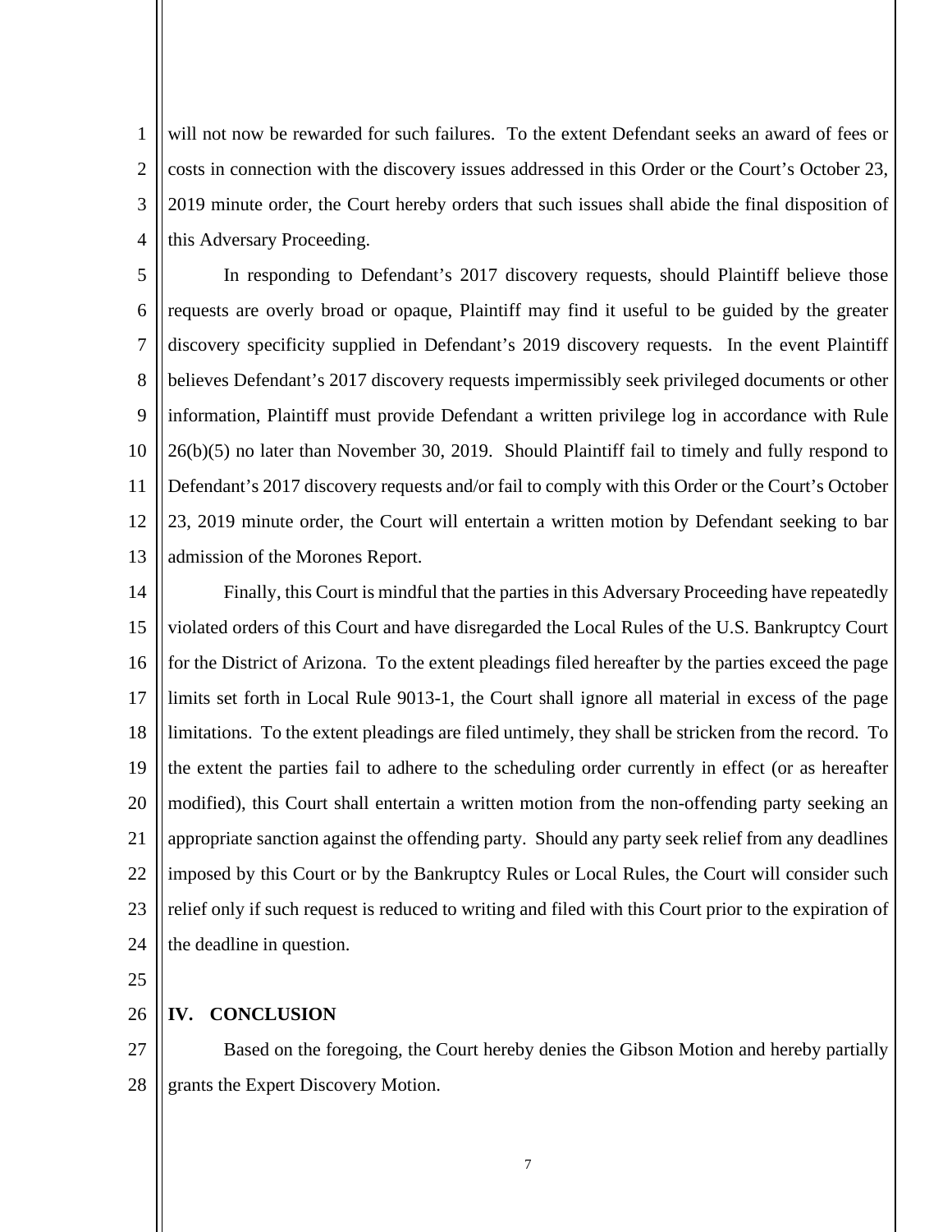will not now be rewarded for such failures. To the extent Defendant seeks an award of fees or costs in connection with the discovery issues addressed in this Order or the Court's October 23, 2019 minute order, the Court hereby orders that such issues shall abide the final disposition of this Adversary Proceeding.

In responding to Defendant's 2017 discovery requests, should Plaintiff believe those requests are overly broad or opaque, Plaintiff may find it useful to be guided by the greater discovery specificity supplied in Defendant's 2019 discovery requests. In the event Plaintiff believes Defendant's 2017 discovery requests impermissibly seek privileged documents or other information, Plaintiff must provide Defendant a written privilege log in accordance with Rule 26(b)(5) no later than November 30, 2019. Should Plaintiff fail to timely and fully respond to Defendant's 2017 discovery requests and/or fail to comply with this Order or the Court's October 23, 2019 minute order, the Court will entertain a written motion by Defendant seeking to bar admission of the Morones Report.

Finally, this Court is mindful that the parties in this Adversary Proceeding have repeatedly violated orders of this Court and have disregarded the Local Rules of the U.S. Bankruptcy Court for the District of Arizona. To the extent pleadings filed hereafter by the parties exceed the page limits set forth in Local Rule 9013-1, the Court shall ignore all material in excess of the page limitations. To the extent pleadings are filed untimely, they shall be stricken from the record. To the extent the parties fail to adhere to the scheduling order currently in effect (or as hereafter modified), this Court shall entertain a written motion from the non-offending party seeking an appropriate sanction against the offending party. Should any party seek relief from any deadlines imposed by this Court or by the Bankruptcy Rules or Local Rules, the Court will consider such relief only if such request is reduced to writing and filed with this Court prior to the expiration of the deadline in question.

## IV. CONCLUSION

Based on the foregoing, the Court hereby denies the Gibson Motion and hereby partially grants the Expert Discovery Motion.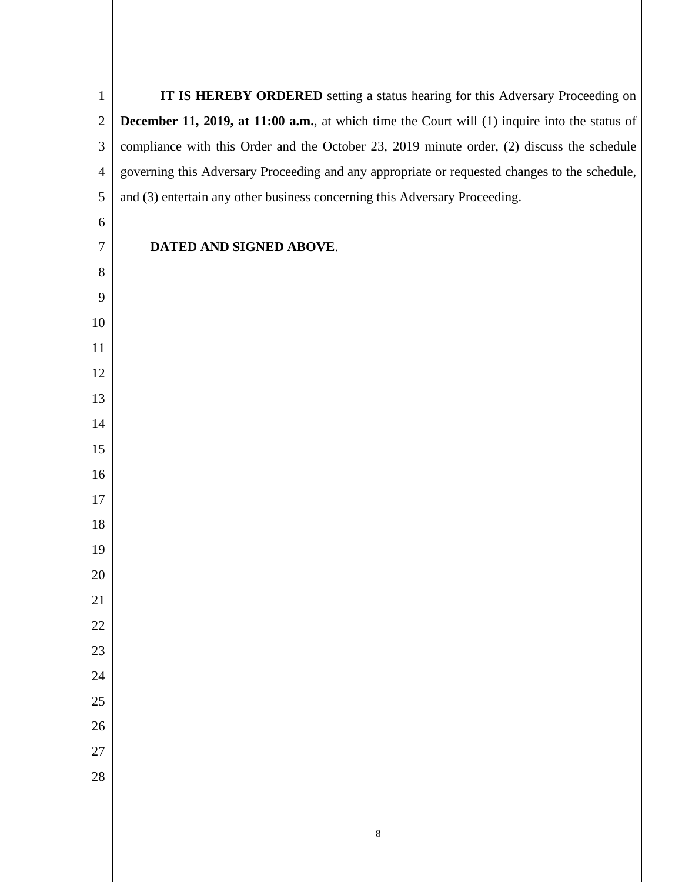**IT IS HEREBY ORDERED** setting a status hearing for this Adversary Proceeding on **December 11, 2019, at 11:00 a.m.**, at which time the Court will (1) inquire into the status of compliance with this Order and the October 23, 2019 minute order, (2) discuss the schedule governing this Adversary Proceeding and any appropriate or requested changes to the schedule, and (3) entertain any other business concerning this Adversary Proceeding.

**DATED AND SIGNED ABOVE**.